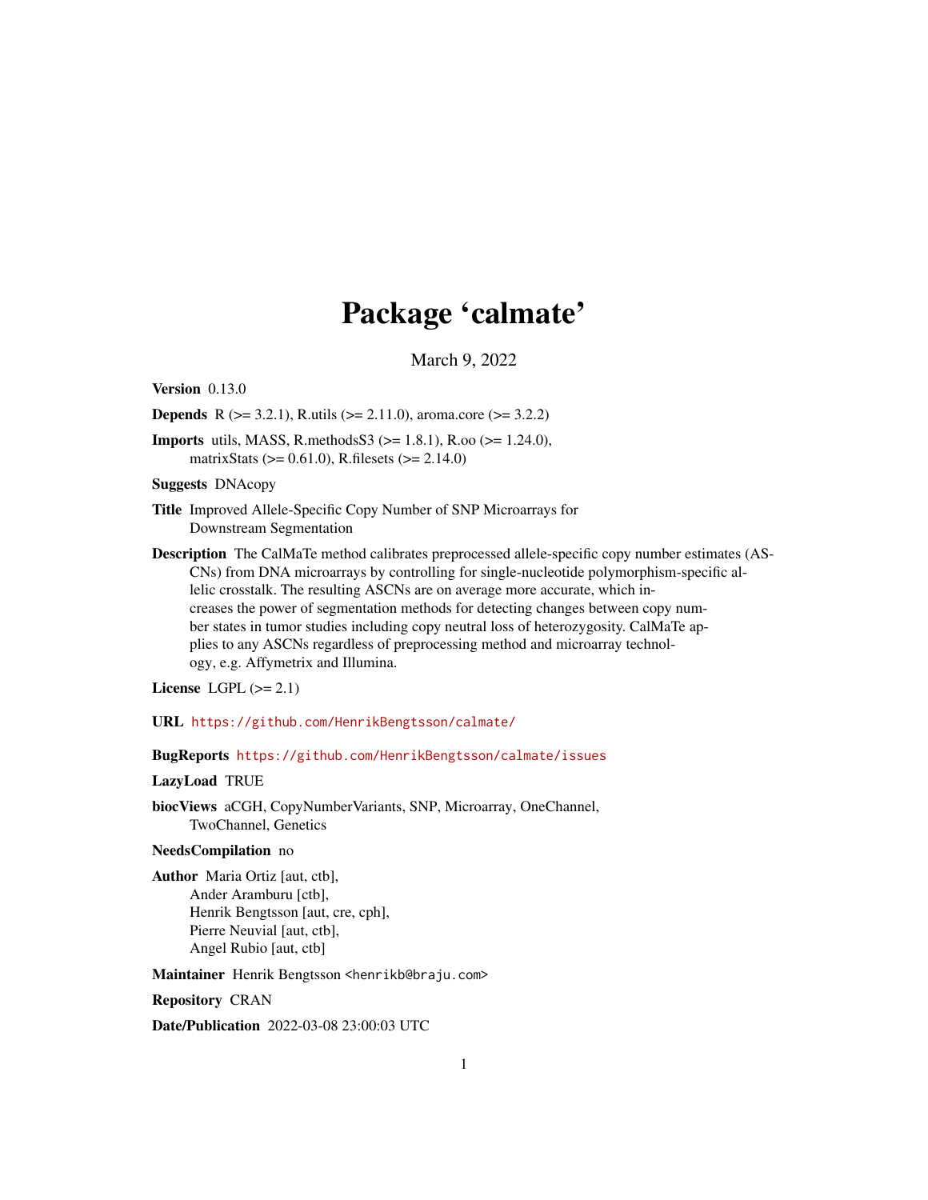# Package 'calmate'

March 9, 2022

**Version** 0.13.0

**Depends** R (>= 3.2.1), R.utils (>= 2.11.0), aroma.core (>= 3.2.2)

**Imports** utils, MASS, R.methodsS3 (>= 1.8.1), R.oo (>= 1.24.0), matrixStats (>= 0.61.0), R.filesets (>= 2.14.0)

**Suggests** DNAcopy

**Title** Improved Allele-Specific Copy Number of SNP Microarrays for Downstream Segmentation

**Description** The CalMaTe method calibrates preprocessed allele-specific copy number estimates (ASCNs) from DNA microarrays by controlling for single-nucleotide polymorphism-specific allelic crosstalk. The resulting ASCNs are on average more accurate, which increases the power of segmentation methods for detecting changes between copy number states in tumor studies including copy neutral loss of heterozygosity. CalMaTe applies to any ASCNs regardless of preprocessing method and microarray technology, e.g. Affymetrix and Illumina.

**License** LGPL (>= 2.1)

**URL** https://github.com/HenrikBengtsson/calmate/

**BugReports** https://github.com/HenrikBengtsson/calmate/issues

**LazyLoad** TRUE

**biocViews** aCGH, CopyNumberVariants, SNP, Microarray, OneChannel, TwoChannel, Genetics

**NeedsCompilation** no

**Author** Maria Ortiz [aut, ctb],
Ander Aramburu [ctb],
Henrik Bengtsson [aut, cre, cph],
Pierre Neuvial [aut, ctb],
Angel Rubio [aut, ctb]

**Maintainer** Henrik Bengtsson <henrikb@braju.com>

**Repository** CRAN

**Date/Publication** 2022-03-08 23:00:03 UTC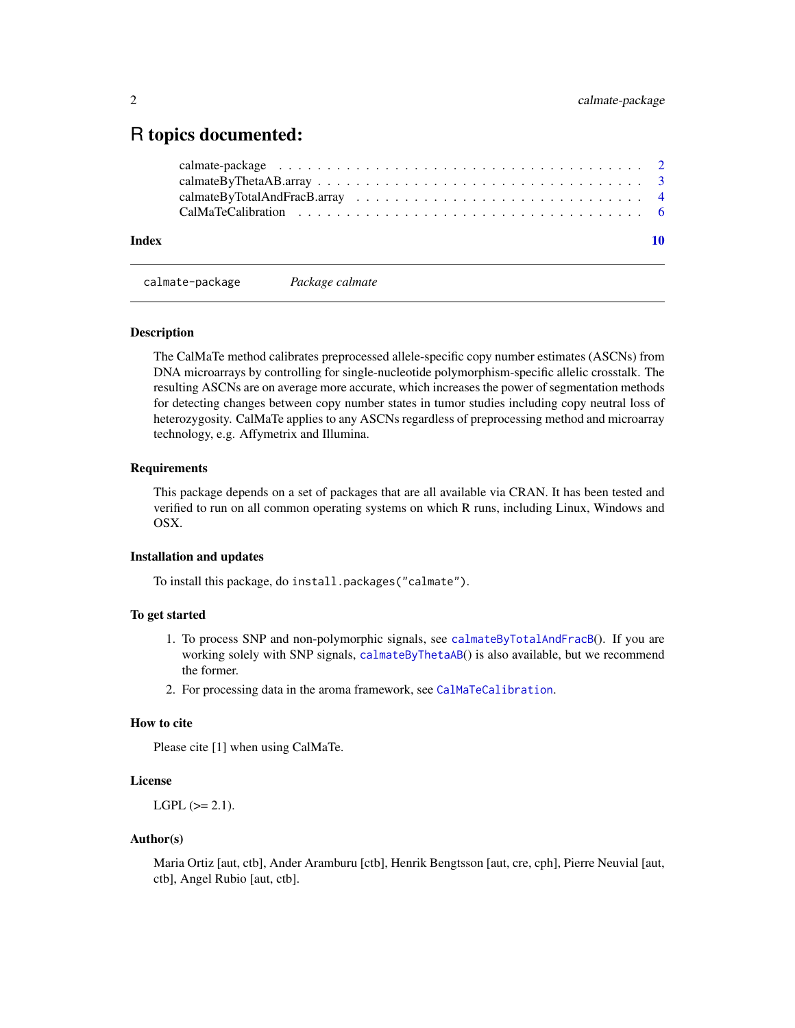# R topics documented:

calmate-package . . . . . . . . . . . . . . . . . . . . . . . . . . . . . . . . . . . . 2
calmateByThetaAB.array . . . . . . . . . . . . . . . . . . . . . . . . . . . . . . . . 3
calmateByTotalAndFracB.array . . . . . . . . . . . . . . . . . . . . . . . . . . . . 4
CalMaTeCalibration . . . . . . . . . . . . . . . . . . . . . . . . . . . . . . . . . . 6

**Index** **10**

---

`calmate-package` *Package calmate*

---

### Description

The CalMaTe method calibrates preprocessed allele-specific copy number estimates (ASCNs) from DNA microarrays by controlling for single-nucleotide polymorphism-specific allelic crosstalk. The resulting ASCNs are on average more accurate, which increases the power of segmentation methods for detecting changes between copy number states in tumor studies including copy neutral loss of heterozygosity. CalMaTe applies to any ASCNs regardless of preprocessing method and microarray technology, e.g. Affymetrix and Illumina.

### Requirements

This package depends on a set of packages that are all available via CRAN. It has been tested and verified to run on all common operating systems on which R runs, including Linux, Windows and OSX.

### Installation and updates

To install this package, do `install.packages("calmate")`.

### To get started

1. To process SNP and non-polymorphic signals, see `calmateByTotalAndFracB`(). If you are working solely with SNP signals, `calmateByThetaAB`() is also available, but we recommend the former.
2. For processing data in the aroma framework, see `CalMaTeCalibration`.

### How to cite

Please cite [1] when using CalMaTe.

### License

LGPL (>= 2.1).

### Author(s)

Maria Ortiz [aut, ctb], Ander Aramburu [ctb], Henrik Bengtsson [aut, cre, cph], Pierre Neuvial [aut, ctb], Angel Rubio [aut, ctb].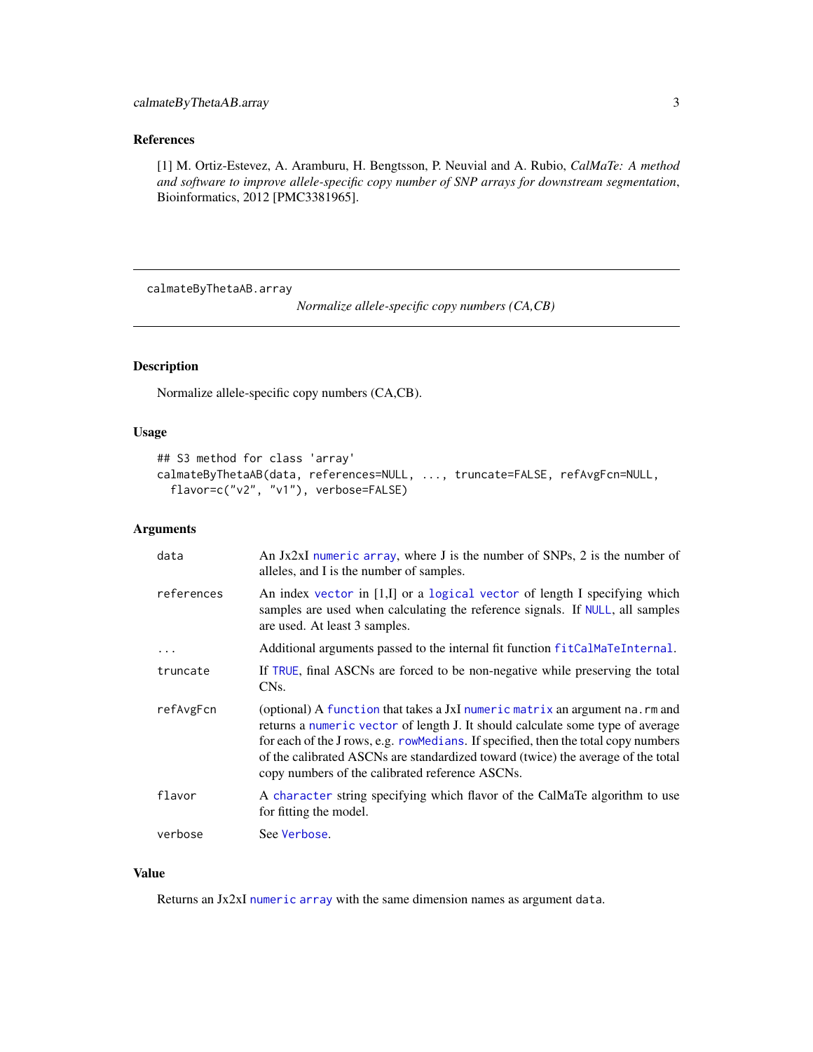## References

[1] M. Ortiz-Estevez, A. Aramburu, H. Bengtsson, P. Neuvial and A. Rubio, *CalMaTe: A method and software to improve allele-specific copy number of SNP arrays for downstream segmentation*, Bioinformatics, 2012 [PMC3381965].

---

calmateByThetaAB.array *Normalize allele-specific copy numbers (CA,CB)*

---

## Description

Normalize allele-specific copy numbers (CA,CB).

## Usage

```
## S3 method for class 'array'
calmateByThetaAB(data, references=NULL, ..., truncate=FALSE, refAvgFcn=NULL,
  flavor=c("v2", "v1"), verbose=FALSE)
```

## Arguments

| | |
|---|---|
| `data` | An Jx2xI `numeric` `array`, where J is the number of SNPs, 2 is the number of alleles, and I is the number of samples. |
| `references` | An index `vector` in [1,I] or a `logical` `vector` of length I specifying which samples are used when calculating the reference signals. If `NULL`, all samples are used. At least 3 samples. |
| `...` | Additional arguments passed to the internal fit function `fitCalMaTeInternal`. |
| `truncate` | If `TRUE`, final ASCNs are forced to be non-negative while preserving the total CNs. |
| `refAvgFcn` | (optional) A `function` that takes a JxI `numeric` `matrix` an argument `na.rm` and returns a `numeric` `vector` of length J. It should calculate some type of average for each of the J rows, e.g. `rowMedians`. If specified, then the total copy numbers of the calibrated ASCNs are standardized toward (twice) the average of the total copy numbers of the calibrated reference ASCNs. |
| `flavor` | A `character` string specifying which flavor of the CalMaTe algorithm to use for fitting the model. |
| `verbose` | See `Verbose`. |

## Value

Returns an Jx2xI `numeric` `array` with the same dimension names as argument `data`.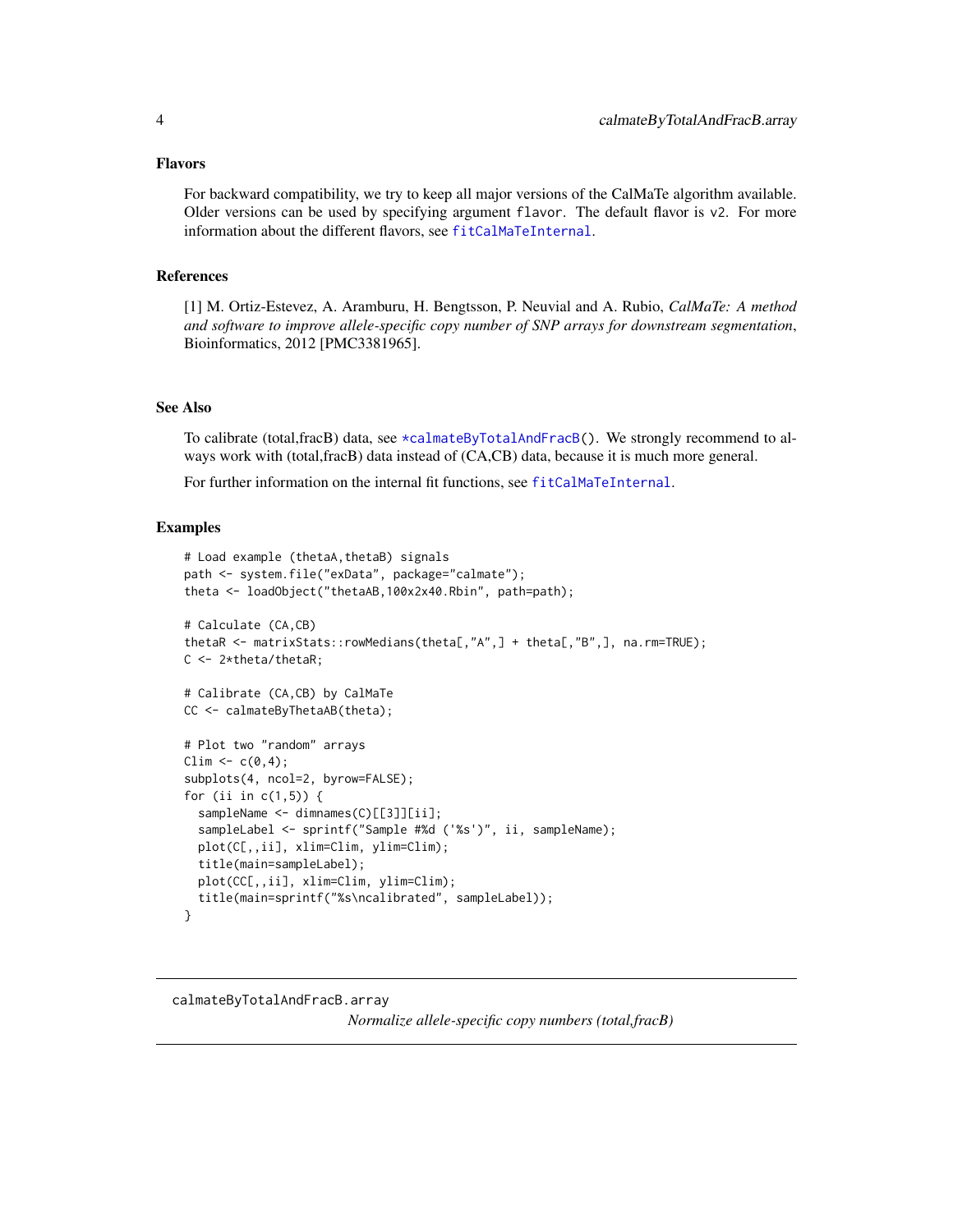### Flavors

For backward compatibility, we try to keep all major versions of the CalMaTe algorithm available. Older versions can be used by specifying argument `flavor`. The default flavor is `v2`. For more information about the different flavors, see `fitCalMaTeInternal`.

### References

[1] M. Ortiz-Estevez, A. Aramburu, H. Bengtsson, P. Neuvial and A. Rubio, *CalMaTe: A method and software to improve allele-specific copy number of SNP arrays for downstream segmentation*, Bioinformatics, 2012 [PMC3381965].

### See Also

To calibrate (total,fracB) data, see `*calmateByTotalAndFracB()`. We strongly recommend to always work with (total,fracB) data instead of (CA,CB) data, because it is much more general.

For further information on the internal fit functions, see `fitCalMaTeInternal`.

### Examples

```
# Load example (thetaA,thetaB) signals
path <- system.file("exData", package="calmate");
theta <- loadObject("thetaAB,100x2x40.Rbin", path=path);

# Calculate (CA,CB)
thetaR <- matrixStats::rowMedians(theta[,"A",] + theta[,"B",], na.rm=TRUE);
C <- 2*theta/thetaR;

# Calibrate (CA,CB) by CalMaTe
CC <- calmateByThetaAB(theta);

# Plot two "random" arrays
Clim <- c(0,4);
subplots(4, ncol=2, byrow=FALSE);
for (ii in c(1,5)) {
  sampleName <- dimnames(C)[[3]][ii];
  sampleLabel <- sprintf("Sample #%d ('%s')", ii, sampleName);
  plot(C[,,ii], xlim=Clim, ylim=Clim);
  title(main=sampleLabel);
  plot(CC[,,ii], xlim=Clim, ylim=Clim);
  title(main=sprintf("%s\ncalibrated", sampleLabel));
}
```

---

## calmateByTotalAndFracB.array

*Normalize allele-specific copy numbers (total,fracB)*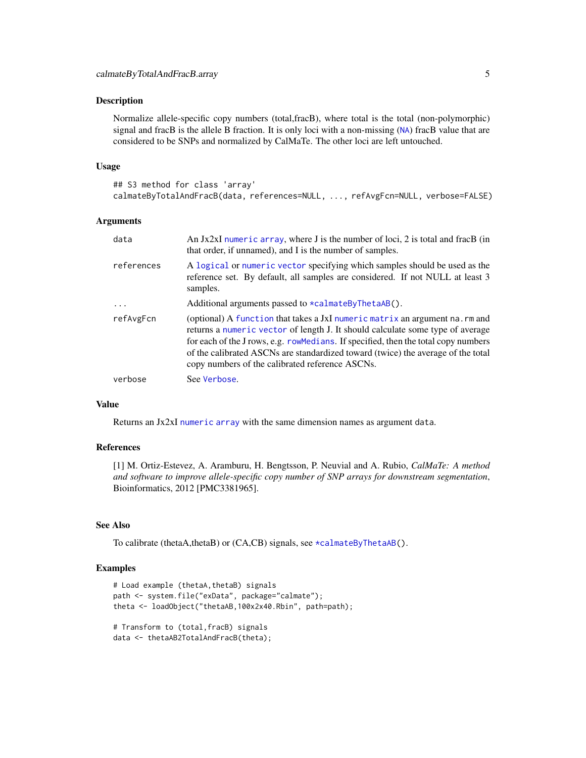## Description

Normalize allele-specific copy numbers (total,fracB), where total is the total (non-polymorphic) signal and fracB is the allele B fraction. It is only loci with a non-missing (NA) fracB value that are considered to be SNPs and normalized by CalMaTe. The other loci are left untouched.

## Usage

```
## S3 method for class 'array'
calmateByTotalAndFracB(data, references=NULL, ..., refAvgFcn=NULL, verbose=FALSE)
```

## Arguments

| | |
|---|---|
| data | An Jx2xI numeric array, where J is the number of loci, 2 is total and fracB (in that order, if unnamed), and I is the number of samples. |
| references | A logical or numeric vector specifying which samples should be used as the reference set. By default, all samples are considered. If not NULL at least 3 samples. |
| ... | Additional arguments passed to *calmateByThetaAB(). |
| refAvgFcn | (optional) A function that takes a JxI numeric matrix an argument na.rm and returns a numeric vector of length J. It should calculate some type of average for each of the J rows, e.g. rowMedians. If specified, then the total copy numbers of the calibrated ASCNs are standardized toward (twice) the average of the total copy numbers of the calibrated reference ASCNs. |
| verbose | See Verbose. |

## Value

Returns an Jx2xI numeric array with the same dimension names as argument data.

## References

[1] M. Ortiz-Estevez, A. Aramburu, H. Bengtsson, P. Neuvial and A. Rubio, *CalMaTe: A method and software to improve allele-specific copy number of SNP arrays for downstream segmentation*, Bioinformatics, 2012 [PMC3381965].

## See Also

To calibrate (thetaA,thetaB) or (CA,CB) signals, see *calmateByThetaAB().

## Examples

```
# Load example (thetaA,thetaB) signals
path <- system.file("exData", package="calmate");
theta <- loadObject("thetaAB,100x2x40.Rbin", path=path);

# Transform to (total,fracB) signals
data <- thetaAB2TotalAndFracB(theta);
```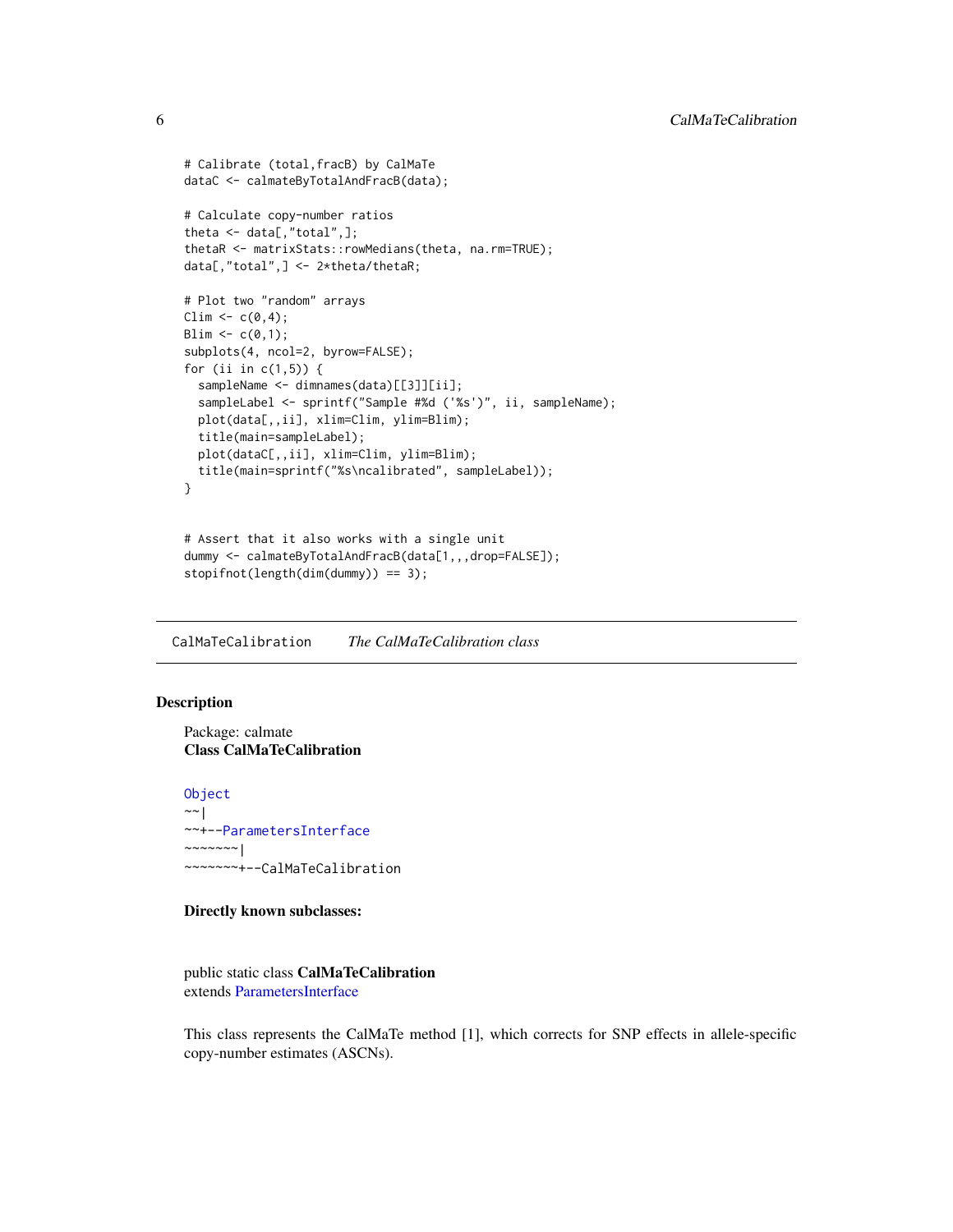```
# Calibrate (total,fracB) by CalMaTe
dataC <- calmateByTotalAndFracB(data);

# Calculate copy-number ratios
theta <- data[,"total",];
thetaR <- matrixStats::rowMedians(theta, na.rm=TRUE);
data[,"total",] <- 2*theta/thetaR;

# Plot two "random" arrays
Clim <- c(0,4);
Blim <- c(0,1);
subplots(4, ncol=2, byrow=FALSE);
for (ii in c(1,5)) {
  sampleName <- dimnames(data)[[3]][ii];
  sampleLabel <- sprintf("Sample #%d ('%s')", ii, sampleName);
  plot(data[,,ii], xlim=Clim, ylim=Blim);
  title(main=sampleLabel);
  plot(dataC[,,ii], xlim=Clim, ylim=Blim);
  title(main=sprintf("%s\ncalibrated", sampleLabel));
}


# Assert that it also works with a single unit
dummy <- calmateByTotalAndFracB(data[1,,,drop=FALSE]);
stopifnot(length(dim(dummy)) == 3);
```

---

## CalMaTeCalibration *The CalMaTeCalibration class*

### Description

Package: calmate
**Class CalMaTeCalibration**

```
Object
~~|
~~+--ParametersInterface
~~~~~~~|
~~~~~~~+--CalMaTeCalibration
```

**Directly known subclasses:**

public static class **CalMaTeCalibration**
extends ParametersInterface

This class represents the CalMaTe method [1], which corrects for SNP effects in allele-specific copy-number estimates (ASCNs).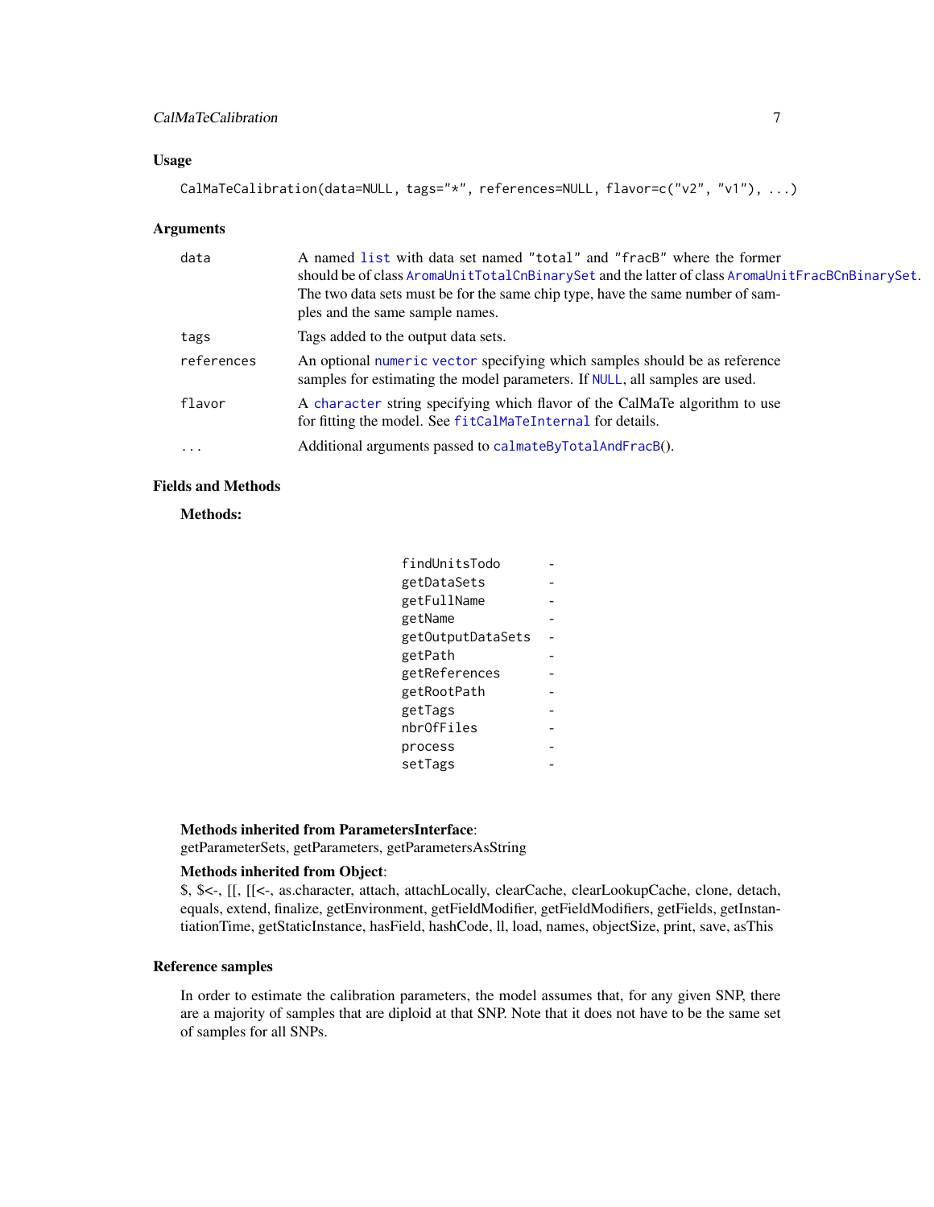## Usage

```
CalMaTeCalibration(data=NULL, tags="*", references=NULL, flavor=c("v2", "v1"), ...)
```

## Arguments

| | |
|---|---|
| data | A named `list` with data set named "total" and "fracB" where the former should be of class `AromaUnitTotalCnBinarySet` and the latter of class `AromaUnitFracBCnBinarySet`. The two data sets must be for the same chip type, have the same number of samples and the same sample names. |
| tags | Tags added to the output data sets. |
| references | An optional `numeric vector` specifying which samples should be as reference samples for estimating the model parameters. If `NULL`, all samples are used. |
| flavor | A `character` string specifying which flavor of the CalMaTe algorithm to use for fitting the model. See `fitCalMaTeInternal` for details. |
| ... | Additional arguments passed to `calmateByTotalAndFracB`(). |

## Fields and Methods

**Methods:**

| | |
|---|---|
| findUnitsTodo | - |
| getDataSets | - |
| getFullName | - |
| getName | - |
| getOutputDataSets | - |
| getPath | - |
| getReferences | - |
| getRootPath | - |
| getTags | - |
| nbrOfFiles | - |
| process | - |
| setTags | - |

**Methods inherited from ParametersInterface**:
getParameterSets, getParameters, getParametersAsString

**Methods inherited from Object**:
$, $<-, [[, [[<-, as.character, attach, attachLocally, clearCache, clearLookupCache, clone, detach, equals, extend, finalize, getEnvironment, getFieldModifier, getFieldModifiers, getFields, getInstantiationTime, getStaticInstance, hasField, hashCode, ll, load, names, objectSize, print, save, asThis

## Reference samples

In order to estimate the calibration parameters, the model assumes that, for any given SNP, there are a majority of samples that are diploid at that SNP. Note that it does not have to be the same set of samples for all SNPs.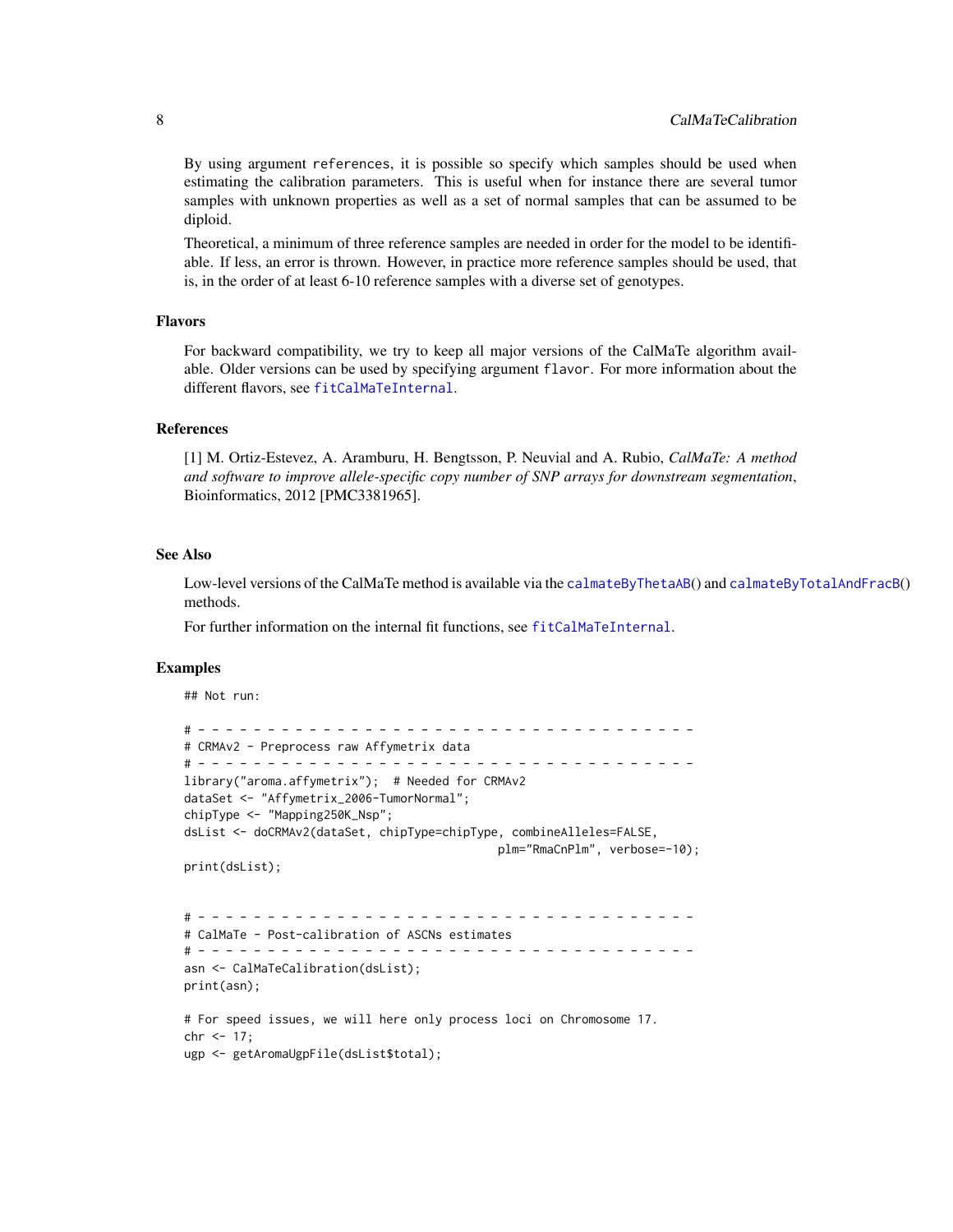By using argument references, it is possible so specify which samples should be used when estimating the calibration parameters. This is useful when for instance there are several tumor samples with unknown properties as well as a set of normal samples that can be assumed to be diploid.

Theoretical, a minimum of three reference samples are needed in order for the model to be identifiable. If less, an error is thrown. However, in practice more reference samples should be used, that is, in the order of at least 6-10 reference samples with a diverse set of genotypes.

## Flavors

For backward compatibility, we try to keep all major versions of the CalMaTe algorithm available. Older versions can be used by specifying argument flavor. For more information about the different flavors, see fitCalMaTeInternal.

## References

[1] M. Ortiz-Estevez, A. Aramburu, H. Bengtsson, P. Neuvial and A. Rubio, *CalMaTe: A method and software to improve allele-specific copy number of SNP arrays for downstream segmentation*, Bioinformatics, 2012 [PMC3381965].

## See Also

Low-level versions of the CalMaTe method is available via the calmateByThetaAB() and calmateByTotalAndFracB() methods.

For further information on the internal fit functions, see fitCalMaTeInternal.

## Examples

```
## Not run:

# - - - - - - - - - - - - - - - - - - - - - - - - - - - - - - - - - - - -
# CRMAv2 - Preprocess raw Affymetrix data
# - - - - - - - - - - - - - - - - - - - - - - - - - - - - - - - - - - - -
library("aroma.affymetrix");  # Needed for CRMAv2
dataSet <- "Affymetrix_2006-TumorNormal";
chipType <- "Mapping250K_Nsp";
dsList <- doCRMAv2(dataSet, chipType=chipType, combineAlleles=FALSE,
                                             plm="RmaCnPlm", verbose=-10);
print(dsList);


# - - - - - - - - - - - - - - - - - - - - - - - - - - - - - - - - - - - -
# CalMaTe - Post-calibration of ASCNs estimates
# - - - - - - - - - - - - - - - - - - - - - - - - - - - - - - - - - - - -
asn <- CalMaTeCalibration(dsList);
print(asn);

# For speed issues, we will here only process loci on Chromosome 17.
chr <- 17;
ugp <- getAromaUgpFile(dsList$total);
```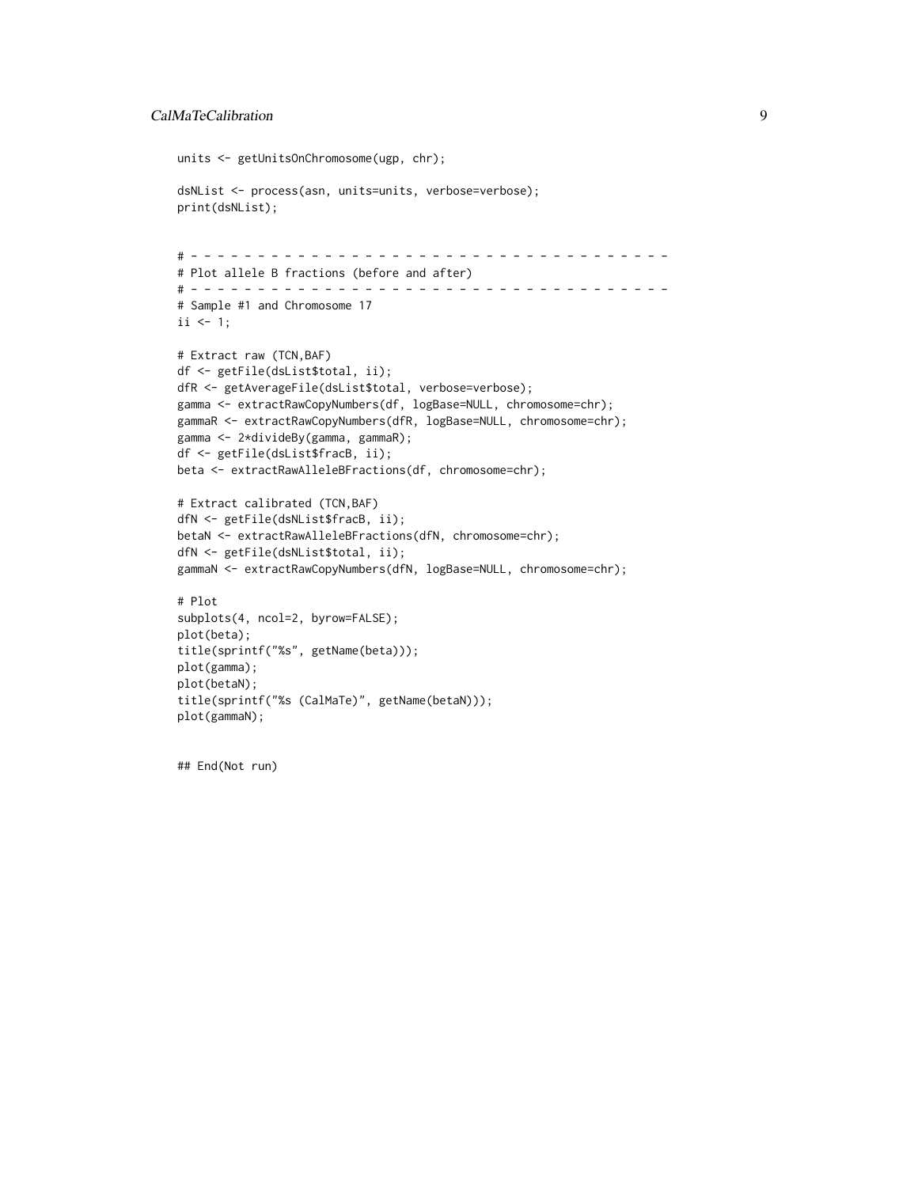```
units <- getUnitsOnChromosome(ugp, chr);

dsNList <- process(asn, units=units, verbose=verbose);
print(dsNList);


# - - - - - - - - - - - - - - - - - - - - - - - - - - - - - - - - - - - -
# Plot allele B fractions (before and after)
# - - - - - - - - - - - - - - - - - - - - - - - - - - - - - - - - - - - -
# Sample #1 and Chromosome 17
ii <- 1;

# Extract raw (TCN,BAF)
df <- getFile(dsList$total, ii);
dfR <- getAverageFile(dsList$total, verbose=verbose);
gamma <- extractRawCopyNumbers(df, logBase=NULL, chromosome=chr);
gammaR <- extractRawCopyNumbers(dfR, logBase=NULL, chromosome=chr);
gamma <- 2*divideBy(gamma, gammaR);
df <- getFile(dsList$fracB, ii);
beta <- extractRawAlleleBFractions(df, chromosome=chr);

# Extract calibrated (TCN,BAF)
dfN <- getFile(dsNList$fracB, ii);
betaN <- extractRawAlleleBFractions(dfN, chromosome=chr);
dfN <- getFile(dsNList$total, ii);
gammaN <- extractRawCopyNumbers(dfN, logBase=NULL, chromosome=chr);

# Plot
subplots(4, ncol=2, byrow=FALSE);
plot(beta);
title(sprintf("%s", getName(beta)));
plot(gamma);
plot(betaN);
title(sprintf("%s (CalMaTe)", getName(betaN)));
plot(gammaN);


## End(Not run)
```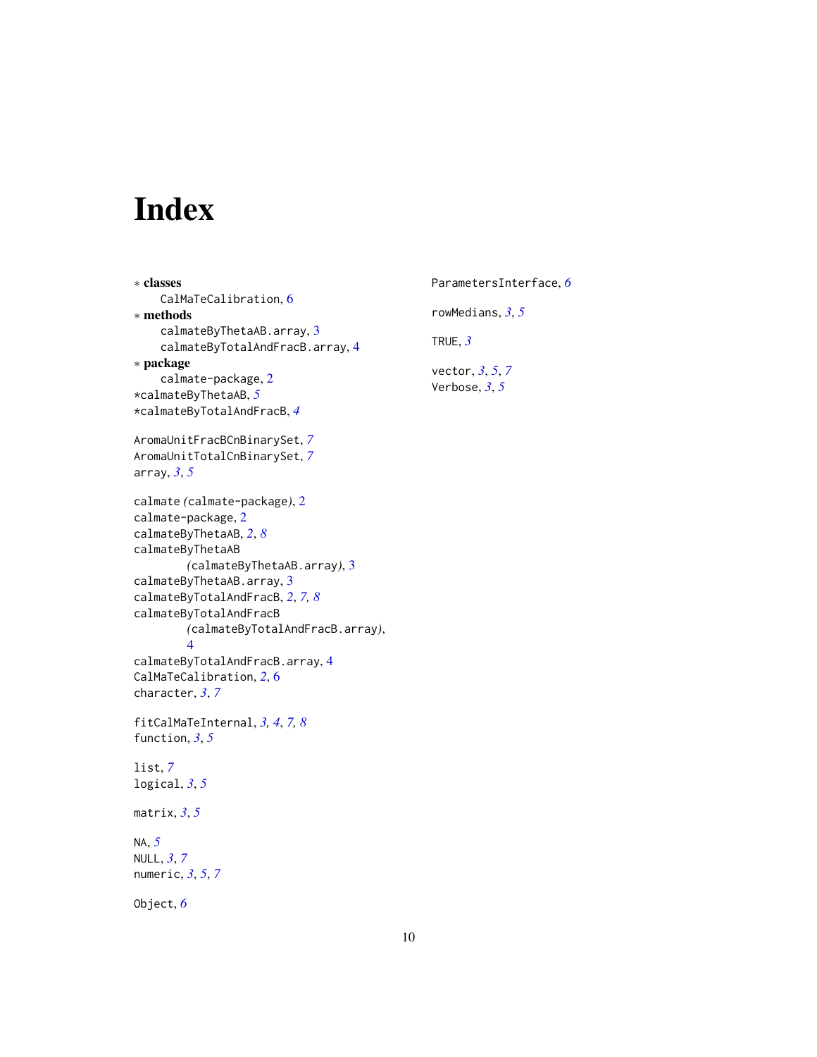# Index

∗ **classes**
    CalMaTeCalibration, 6
∗ **methods**
    calmateByThetaAB.array, 3
    calmateByTotalAndFracB.array, 4
∗ **package**
    calmate-package, 2
*calmateByThetaAB, *5*
*calmateByTotalAndFracB, *4*

AromaUnitFracBCnBinarySet, *7*
AromaUnitTotalCnBinarySet, *7*
array, *3*, *5*

calmate *(*calmate-package*)*, 2
calmate-package, 2
calmateByThetaAB, *2*, *8*
calmateByThetaAB
        *(*calmateByThetaAB.array*)*, 3
calmateByThetaAB.array, 3
calmateByTotalAndFracB, *2*, *7, 8*
calmateByTotalAndFracB
        *(*calmateByTotalAndFracB.array*)*,
        4
calmateByTotalAndFracB.array, 4
CalMaTeCalibration, *2*, 6
character, *3*, *7*

fitCalMaTeInternal, *3, 4*, *7, 8*
function, *3*, *5*

list, *7*
logical, *3*, *5*

matrix, *3*, *5*

NA, *5*
NULL, *3*, *7*
numeric, *3*, *5*, *7*

Object, *6*

ParametersInterface, *6*

rowMedians, *3*, *5*

TRUE, *3*

vector, *3*, *5*, *7*
Verbose, *3*, *5*